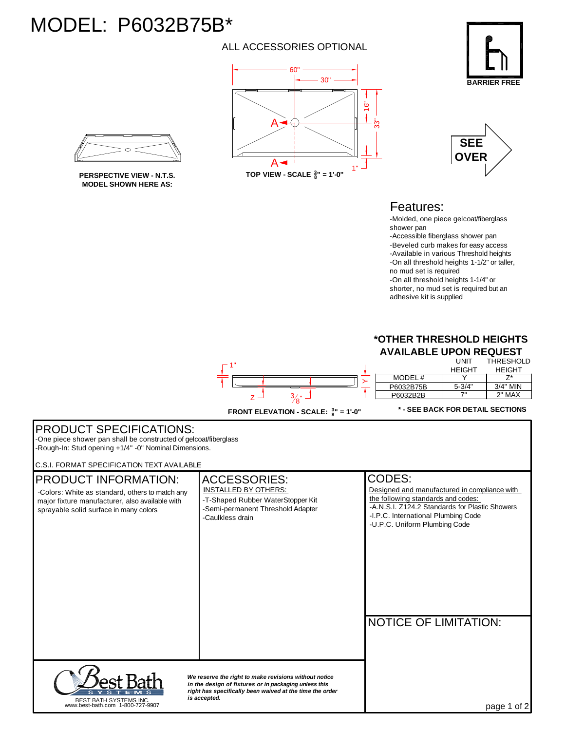# MODEL: P6032B75B*

ALL ACCESSORIES OPTIONAL

BARRIER FREE

SEE OVER

60" 30" 16" 33" 1" A A

PERSPECTIVE VIEW - N.T.S.
MODEL SHOWN HERE AS:

TOP VIEW - SCALE $\frac{3}{8}$" = 1'-0"

## Features:

- -Molded, one piece gelcoat/fiberglass shower pan
- -Accessible fiberglass shower pan
- -Beveled curb makes for easy access
- -Available in various Threshold heights
- -On all threshold heights 1-1/2" or taller, no mud set is required
- -On all threshold heights 1-1/4" or shorter, no mud set is required but an adhesive kit is supplied

1" Y Z $\frac{3}{8}$"

FRONT ELEVATION - SCALE: $\frac{3}{8}$" = 1'-0"

**\*OTHER THRESHOLD HEIGHTS AVAILABLE UPON REQUEST**

| MODEL # | UNIT HEIGHT | THRESHOLD HEIGHT |
|---|---|---|
| | Y | Z* |
| P6032B75B | 5-3/4" | 3/4" MIN |
| P6032B2B | 7" | 2" MAX |

**\* - SEE BACK FOR DETAIL SECTIONS**

## PRODUCT SPECIFICATIONS:

-One piece shower pan shall be constructed of gelcoat/fiberglass
-Rough-In: Stud opening +1/4" -0" Nominal Dimensions.

C.S.I. FORMAT SPECIFICATION TEXT AVAILABLE

## PRODUCT INFORMATION:

-Colors: White as standard, others to match any major fixture manufacturer, also available with sprayable solid surface in many colors

## ACCESSORIES:

INSTALLED BY OTHERS:

- -T-Shaped Rubber WaterStopper Kit
- -Semi-permanent Threshold Adapter
- -Caulkless drain

## CODES:

Designed and manufactured in compliance with the following standards and codes:

- -A.N.S.I. Z124.2 Standards for Plastic Showers
- -I.P.C. International Plumbing Code
- -U.P.C. Uniform Plumbing Code

## NOTICE OF LIMITATION:

Best Bath SYSTEMS
BEST BATH SYSTEMS INC.
www.best-bath.com 1-800-727-9907

***We reserve the right to make revisions without notice in the design of fixtures or in packaging unless this right has specifically been waived at the time the order is accepted.***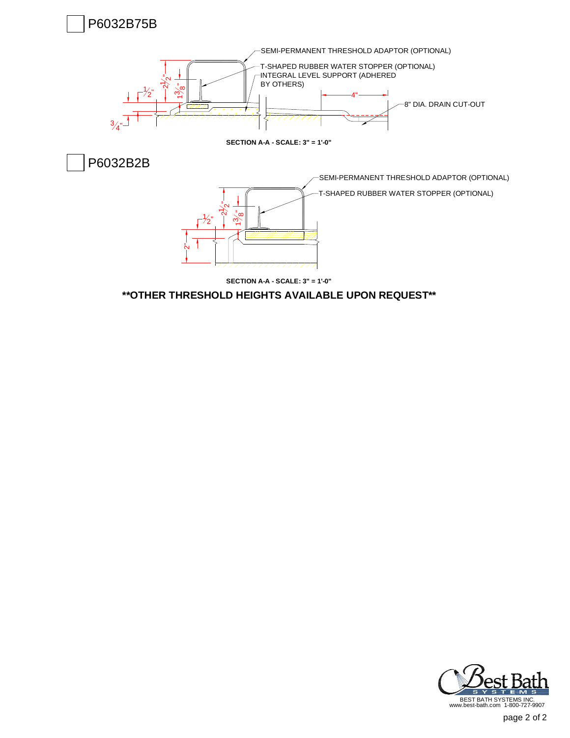## P6032B75B

SEMI-PERMANENT THRESHOLD ADAPTOR (OPTIONAL)

T-SHAPED RUBBER WATER STOPPER (OPTIONAL)

INTEGRAL LEVEL SUPPORT (ADHERED BY OTHERS)

8" DIA. DRAIN CUT-OUT

2½"

1⅜"

½"

¾"

4"

**SECTION A-A - SCALE: 3" = 1'-0"**

## P6032B2B

SEMI-PERMANENT THRESHOLD ADAPTOR (OPTIONAL)

T-SHAPED RUBBER WATER STOPPER (OPTIONAL)

2½"

1⅜"

½"

2"

**SECTION A-A - SCALE: 3" = 1'-0"**

**\*\*OTHER THRESHOLD HEIGHTS AVAILABLE UPON REQUEST\*\***

Best Bath SYSTEMS

BEST BATH SYSTEMS INC.
www.best-bath.com 1-800-727-9907